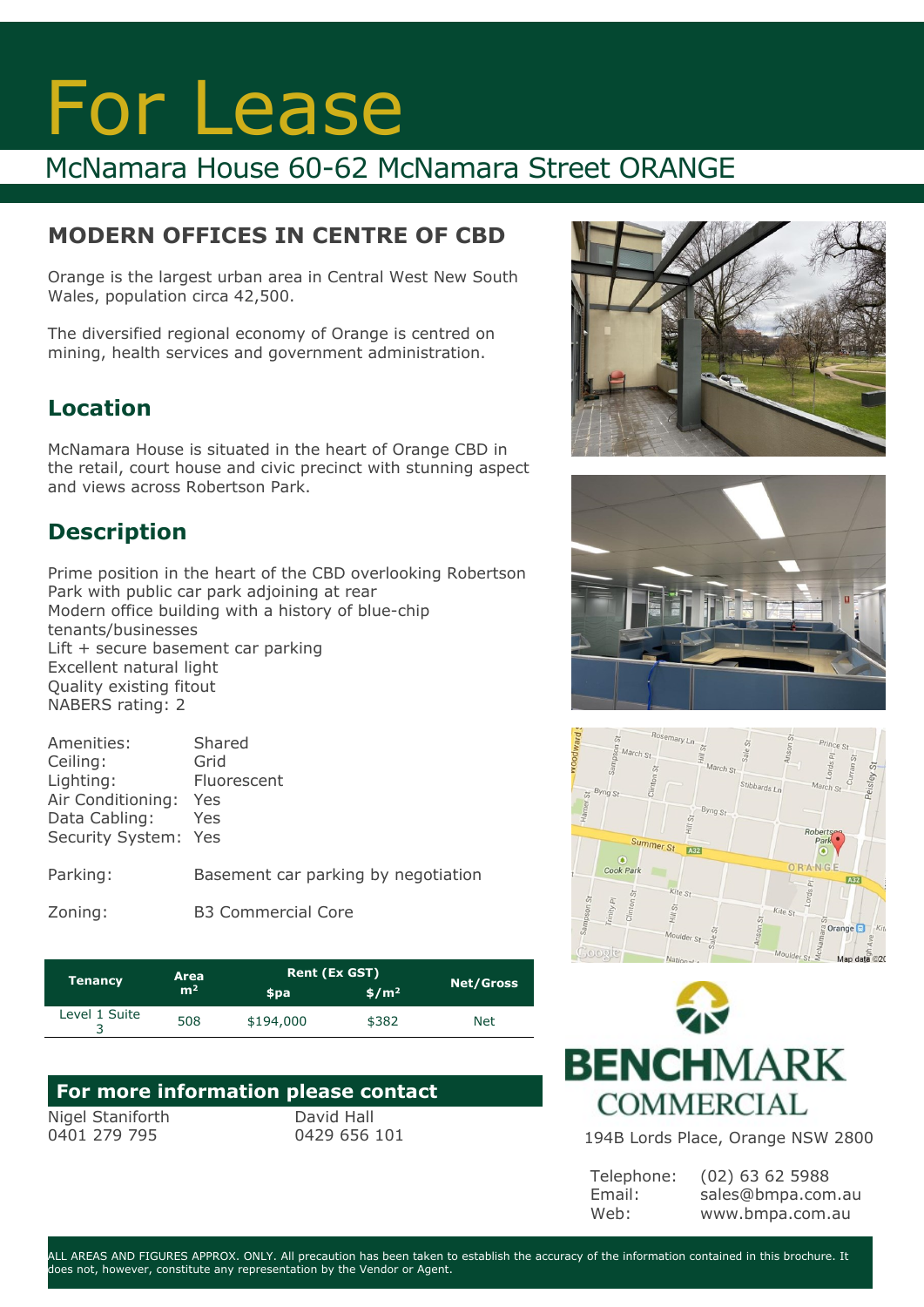# For Lease

## McNamara House 60-62 McNamara Street ORANGE

## MODERN OFFICES IN CENTRE OF CBD

Orange is the largest urban area in Central West New South Wales, population circa 42,500.

The diversified regional economy of Orange is centred on mining, health services and government administration.

## Location

McNamara House is situated in the heart of Orange CBD in the retail, court house and civic precinct with stunning aspect and views across Robertson Park.

## Description

Prime position in the heart of the CBD overlooking Robertson Park with public car park adjoining at rear
Modern office building with a history of blue-chip tenants/businesses
Lift + secure basement car parking
Excellent natural light
Quality existing fitout
NABERS rating: 2

| | |
|---|---|
| Amenities: | Shared |
| Ceiling: | Grid |
| Lighting: | Fluorescent |
| Air Conditioning: | Yes |
| Data Cabling: | Yes |
| Security System: | Yes |
| Parking: | Basement car parking by negotiation |
| Zoning: | B3 Commercial Core |

| Tenancy | Area m² | Rent (Ex GST) | | Net/Gross |
|---|---|---|---|---|
| | | $pa | $/m² | |
| Level 1 Suite 3 | 508 | $194,000 | $382 | Net |

## For more information please contact

Nigel Staniforth
0401 279 795

David Hall
0429 656 101

BENCHMARK COMMERCIAL

194B Lords Place, Orange NSW 2800

Telephone: (02) 63 62 5988
Email: sales@bmpa.com.au
Web: www.bmpa.com.au

ALL AREAS AND FIGURES APPROX. ONLY. All precaution has been taken to establish the accuracy of the information contained in this brochure. It does not, however, constitute any representation by the Vendor or Agent.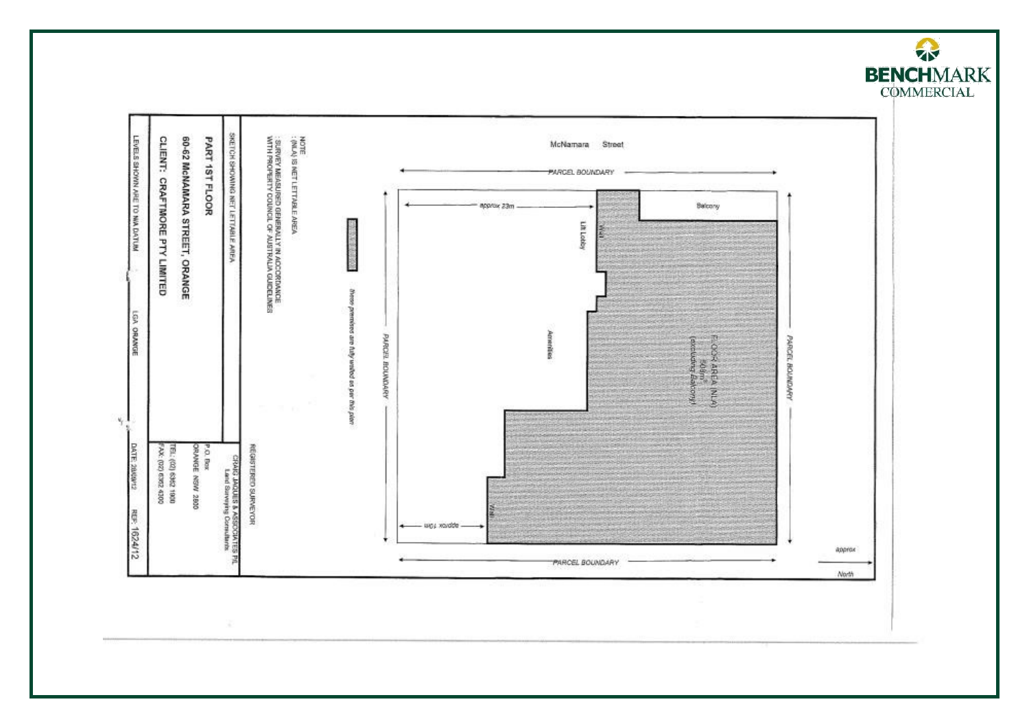BENCHMARK COMMERCIAL

McNamara Street

PARCEL BOUNDARY

approx 23m

Balcony

Wall

Lift Lobby

Amenities

FLOOR AREA (NLA)
508m²
(excluding Balcony)

PARCEL BOUNDARY

PARCEL BOUNDARY

these premises are fully walled as per this plan

Wall

approx 10m

PARCEL BOUNDARY

approx

North

NOTE
: (NLA) IS NET LETTABLE AREA
: SURVEY MEASURED GENERALLY IN ACCORDANCE WITH PROPERTY COUNCIL OF AUSTRALIA GUIDELINES

SKETCH SHOWING NET LETTABLE AREA

PART 1ST FLOOR

60-62 McNAMARA STREET, ORANGE

CLIENT: CRAFTMORE PTY LIMITED

LEVELS SHOWN ARE TO NA DATUM | LGA: ORANGE | DATE: 28/09/12 | REF: 1624/12

REGISTERED SURVEYOR

CRAIG JAQUES & ASSOCIATES P/L
Land Surveying Consultants

P.O. Box
ORANGE NSW 2800

TEL: (02) 6362 1900
FAX: (02) 6362 4300